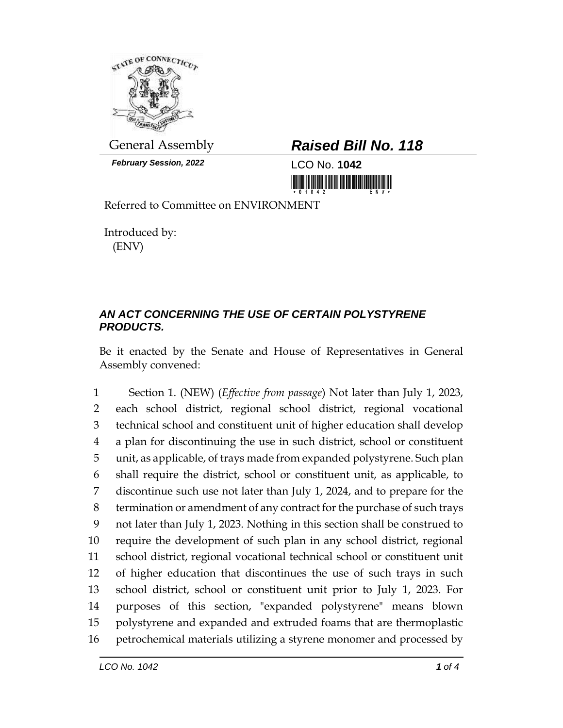General Assembly

***February Session, 2022***

# ***Raised Bill No. 118***

LCO No. **1042**

Referred to Committee on ENVIRONMENT

Introduced by:
(ENV)

## ***AN ACT CONCERNING THE USE OF CERTAIN POLYSTYRENE PRODUCTS.***

Be it enacted by the Senate and House of Representatives in General Assembly convened:

1 Section 1. (NEW) (*Effective from passage*) Not later than July 1, 2023,
2 each school district, regional school district, regional vocational
3 technical school and constituent unit of higher education shall develop
4 a plan for discontinuing the use in such district, school or constituent
5 unit, as applicable, of trays made from expanded polystyrene. Such plan
6 shall require the district, school or constituent unit, as applicable, to
7 discontinue such use not later than July 1, 2024, and to prepare for the
8 termination or amendment of any contract for the purchase of such trays
9 not later than July 1, 2023. Nothing in this section shall be construed to
10 require the development of such plan in any school district, regional
11 school district, regional vocational technical school or constituent unit
12 of higher education that discontinues the use of such trays in such
13 school district, school or constituent unit prior to July 1, 2023. For
14 purposes of this section, "expanded polystyrene" means blown
15 polystyrene and expanded and extruded foams that are thermoplastic
16 petrochemical materials utilizing a styrene monomer and processed by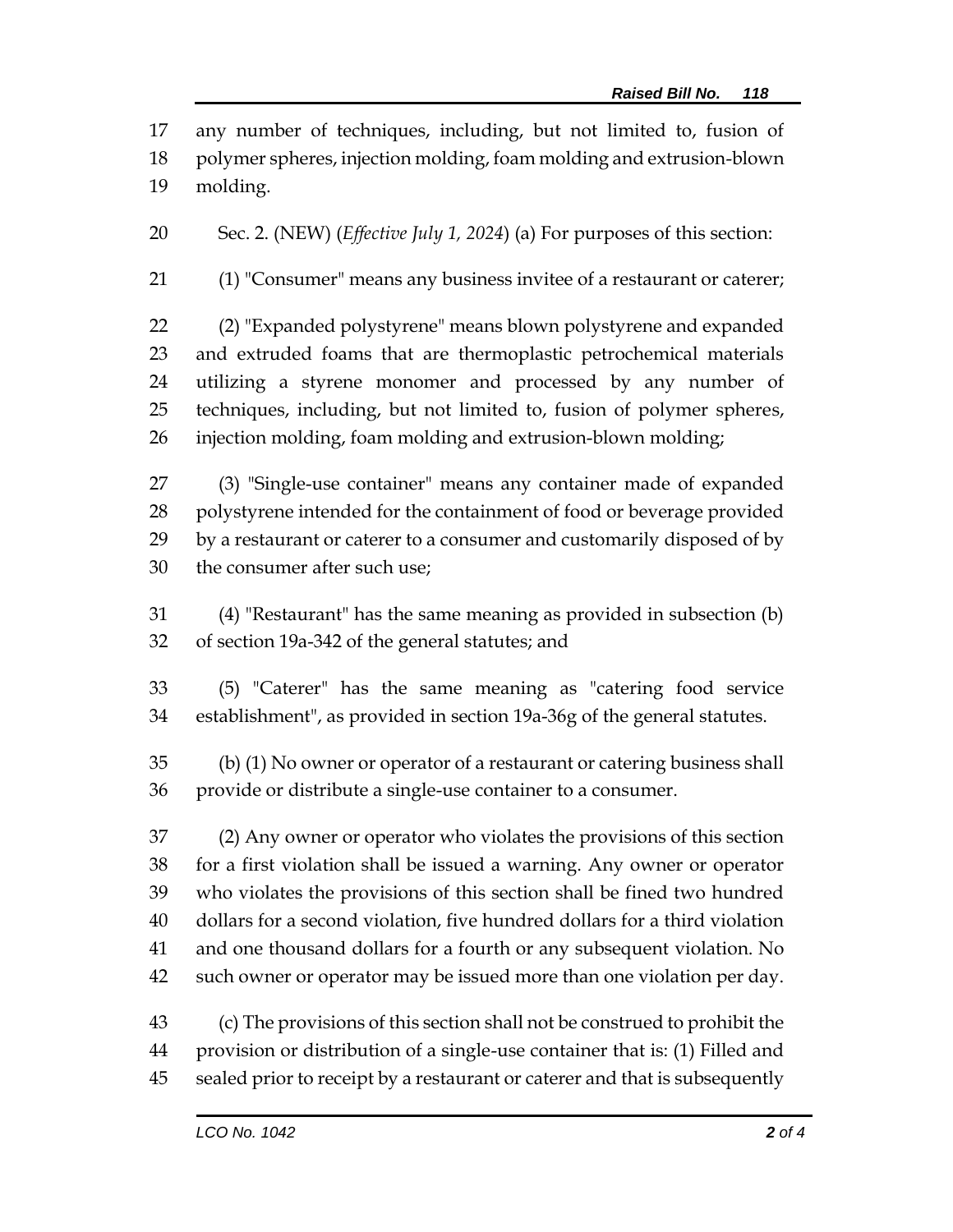any number of techniques, including, but not limited to, fusion of polymer spheres, injection molding, foam molding and extrusion-blown molding.

Sec. 2. (NEW) (*Effective July 1, 2024*) (a) For purposes of this section:

(1) "Consumer" means any business invitee of a restaurant or caterer;

(2) "Expanded polystyrene" means blown polystyrene and expanded and extruded foams that are thermoplastic petrochemical materials utilizing a styrene monomer and processed by any number of techniques, including, but not limited to, fusion of polymer spheres, injection molding, foam molding and extrusion-blown molding;

(3) "Single-use container" means any container made of expanded polystyrene intended for the containment of food or beverage provided by a restaurant or caterer to a consumer and customarily disposed of by the consumer after such use;

(4) "Restaurant" has the same meaning as provided in subsection (b) of section 19a-342 of the general statutes; and

(5) "Caterer" has the same meaning as "catering food service establishment", as provided in section 19a-36g of the general statutes.

(b) (1) No owner or operator of a restaurant or catering business shall provide or distribute a single-use container to a consumer.

(2) Any owner or operator who violates the provisions of this section for a first violation shall be issued a warning. Any owner or operator who violates the provisions of this section shall be fined two hundred dollars for a second violation, five hundred dollars for a third violation and one thousand dollars for a fourth or any subsequent violation. No such owner or operator may be issued more than one violation per day.

(c) The provisions of this section shall not be construed to prohibit the provision or distribution of a single-use container that is: (1) Filled and sealed prior to receipt by a restaurant or caterer and that is subsequently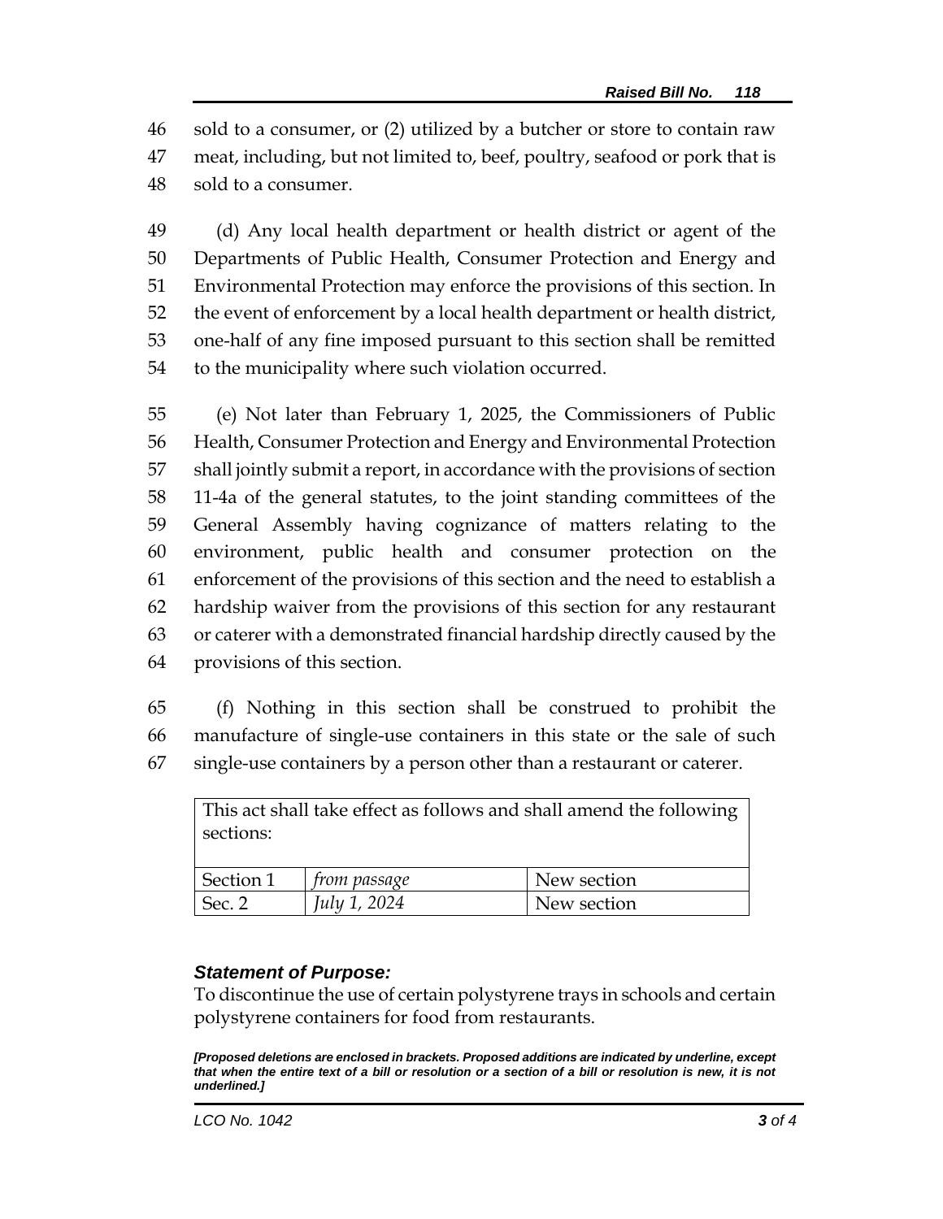sold to a consumer, or (2) utilized by a butcher or store to contain raw meat, including, but not limited to, beef, poultry, seafood or pork that is sold to a consumer.

(d) Any local health department or health district or agent of the Departments of Public Health, Consumer Protection and Energy and Environmental Protection may enforce the provisions of this section. In the event of enforcement by a local health department or health district, one-half of any fine imposed pursuant to this section shall be remitted to the municipality where such violation occurred.

(e) Not later than February 1, 2025, the Commissioners of Public Health, Consumer Protection and Energy and Environmental Protection shall jointly submit a report, in accordance with the provisions of section 11-4a of the general statutes, to the joint standing committees of the General Assembly having cognizance of matters relating to the environment, public health and consumer protection on the enforcement of the provisions of this section and the need to establish a hardship waiver from the provisions of this section for any restaurant or caterer with a demonstrated financial hardship directly caused by the provisions of this section.

(f) Nothing in this section shall be construed to prohibit the manufacture of single-use containers in this state or the sale of such single-use containers by a person other than a restaurant or caterer.

This act shall take effect as follows and shall amend the following sections:

| | | |
|---|---|---|
| Section 1 | *from passage* | New section |
| Sec. 2 | *July 1, 2024* | New section |

### *Statement of Purpose:*

To discontinue the use of certain polystyrene trays in schools and certain polystyrene containers for food from restaurants.

***[Proposed deletions are enclosed in brackets. Proposed additions are indicated by underline, except that when the entire text of a bill or resolution or a section of a bill or resolution is new, it is not underlined.]***